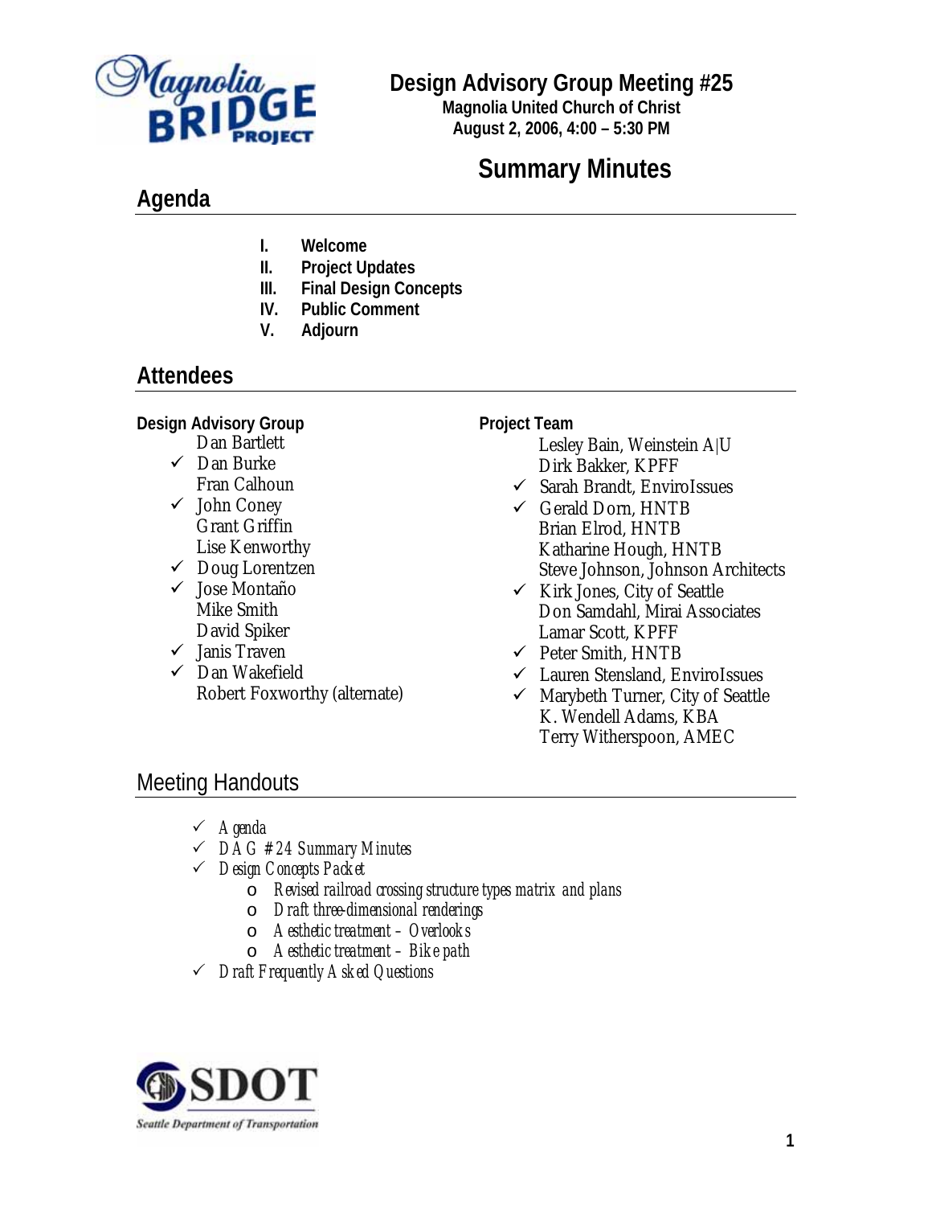# Design Advisory Group Meeting #25

**Magnolia United Church of Christ**
**August 2, 2006, 4:00 – 5:30 PM**

## Summary Minutes

## Agenda

I. **Welcome**
II. **Project Updates**
III. **Final Design Concepts**
IV. **Public Comment**
V. **Adjourn**

## Attendees

**Design Advisory Group**

- Dan Bartlett
- ✓ Dan Burke
- Fran Calhoun
- ✓ John Coney
- Grant Griffin
- Lise Kenworthy
- ✓ Doug Lorentzen
- ✓ Jose Montaño
- Mike Smith
- David Spiker
- ✓ Janis Traven
- ✓ Dan Wakefield
- Robert Foxworthy (alternate)

**Project Team**

- Lesley Bain, Weinstein A|U
- Dirk Bakker, KPFF
- ✓ Sarah Brandt, EnviroIssues
- ✓ Gerald Dorn, HNTB
- Brian Elrod, HNTB
- Katharine Hough, HNTB
- Steve Johnson, Johnson Architects
- ✓ Kirk Jones, City of Seattle
- Don Samdahl, Mirai Associates
- Lamar Scott, KPFF
- ✓ Peter Smith, HNTB
- ✓ Lauren Stensland, EnviroIssues
- ✓ Marybeth Turner, City of Seattle
- K. Wendell Adams, KBA
- Terry Witherspoon, AMEC

## Meeting Handouts

- ✓ *Agenda*
- ✓ *DAG #24 Summary Minutes*
- ✓ *Design Concepts Packet*
  - o *Revised railroad crossing structure types matrix and plans*
  - o *Draft three-dimensional renderings*
  - o *Aesthetic treatment – Overlooks*
  - o *Aesthetic treatment – Bike path*
- ✓ *Draft Frequently Asked Questions*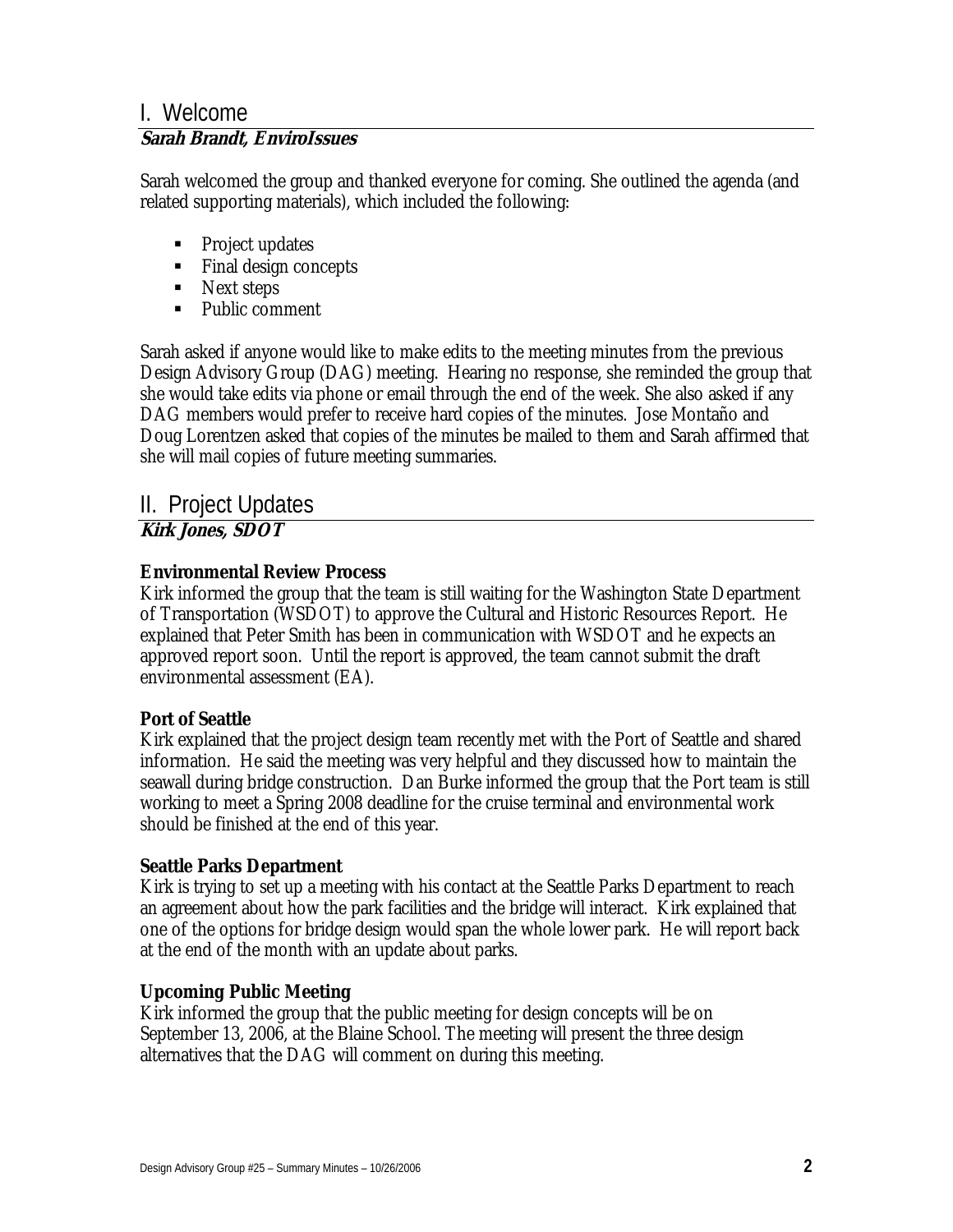# I. Welcome

***Sarah Brandt, EnviroIssues***

Sarah welcomed the group and thanked everyone for coming. She outlined the agenda (and related supporting materials), which included the following:

- Project updates
- Final design concepts
- Next steps
- Public comment

Sarah asked if anyone would like to make edits to the meeting minutes from the previous Design Advisory Group (DAG) meeting. Hearing no response, she reminded the group that she would take edits via phone or email through the end of the week. She also asked if any DAG members would prefer to receive hard copies of the minutes. Jose Montaño and Doug Lorentzen asked that copies of the minutes be mailed to them and Sarah affirmed that she will mail copies of future meeting summaries.

# II. Project Updates

***Kirk Jones, SDOT***

**Environmental Review Process**

Kirk informed the group that the team is still waiting for the Washington State Department of Transportation (WSDOT) to approve the Cultural and Historic Resources Report. He explained that Peter Smith has been in communication with WSDOT and he expects an approved report soon. Until the report is approved, the team cannot submit the draft environmental assessment (EA).

**Port of Seattle**

Kirk explained that the project design team recently met with the Port of Seattle and shared information. He said the meeting was very helpful and they discussed how to maintain the seawall during bridge construction. Dan Burke informed the group that the Port team is still working to meet a Spring 2008 deadline for the cruise terminal and environmental work should be finished at the end of this year.

**Seattle Parks Department**

Kirk is trying to set up a meeting with his contact at the Seattle Parks Department to reach an agreement about how the park facilities and the bridge will interact. Kirk explained that one of the options for bridge design would span the whole lower park. He will report back at the end of the month with an update about parks.

**Upcoming Public Meeting**

Kirk informed the group that the public meeting for design concepts will be on September 13, 2006, at the Blaine School. The meeting will present the three design alternatives that the DAG will comment on during this meeting.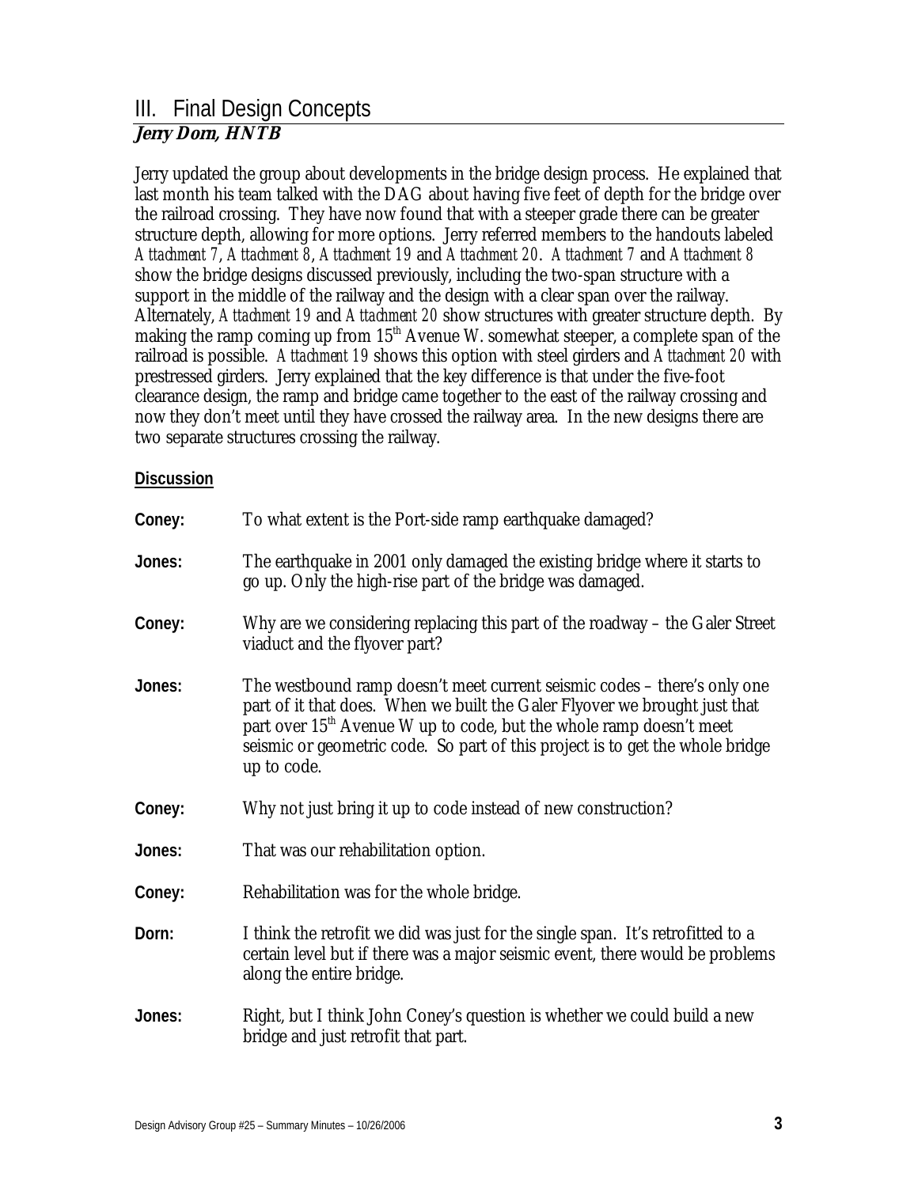## III. Final Design Concepts

***Jerry Dorn, HNTB***

Jerry updated the group about developments in the bridge design process. He explained that last month his team talked with the DAG about having five feet of depth for the bridge over the railroad crossing. They have now found that with a steeper grade there can be greater structure depth, allowing for more options. Jerry referred members to the handouts labeled *Attachment 7*, *Attachment 8*, *Attachment 19* and *Attachment 20*. *Attachment 7* and *Attachment 8* show the bridge designs discussed previously, including the two-span structure with a support in the middle of the railway and the design with a clear span over the railway. Alternately, *Attachment 19* and *Attachment 20* show structures with greater structure depth. By making the ramp coming up from 15th Avenue W. somewhat steeper, a complete span of the railroad is possible. *Attachment 19* shows this option with steel girders and *Attachment 20* with prestressed girders. Jerry explained that the key difference is that under the five-foot clearance design, the ramp and bridge came together to the east of the railway crossing and now they don't meet until they have crossed the railway area. In the new designs there are two separate structures crossing the railway.

**Discussion**

**Coney:** To what extent is the Port-side ramp earthquake damaged?

**Jones:** The earthquake in 2001 only damaged the existing bridge where it starts to go up. Only the high-rise part of the bridge was damaged.

**Coney:** Why are we considering replacing this part of the roadway – the Galer Street viaduct and the flyover part?

**Jones:** The westbound ramp doesn't meet current seismic codes – there's only one part of it that does. When we built the Galer Flyover we brought just that part over 15th Avenue W up to code, but the whole ramp doesn't meet seismic or geometric code. So part of this project is to get the whole bridge up to code.

**Coney:** Why not just bring it up to code instead of new construction?

**Jones:** That was our rehabilitation option.

**Coney:** Rehabilitation was for the whole bridge.

**Dorn:** I think the retrofit we did was just for the single span. It's retrofitted to a certain level but if there was a major seismic event, there would be problems along the entire bridge.

**Jones:** Right, but I think John Coney's question is whether we could build a new bridge and just retrofit that part.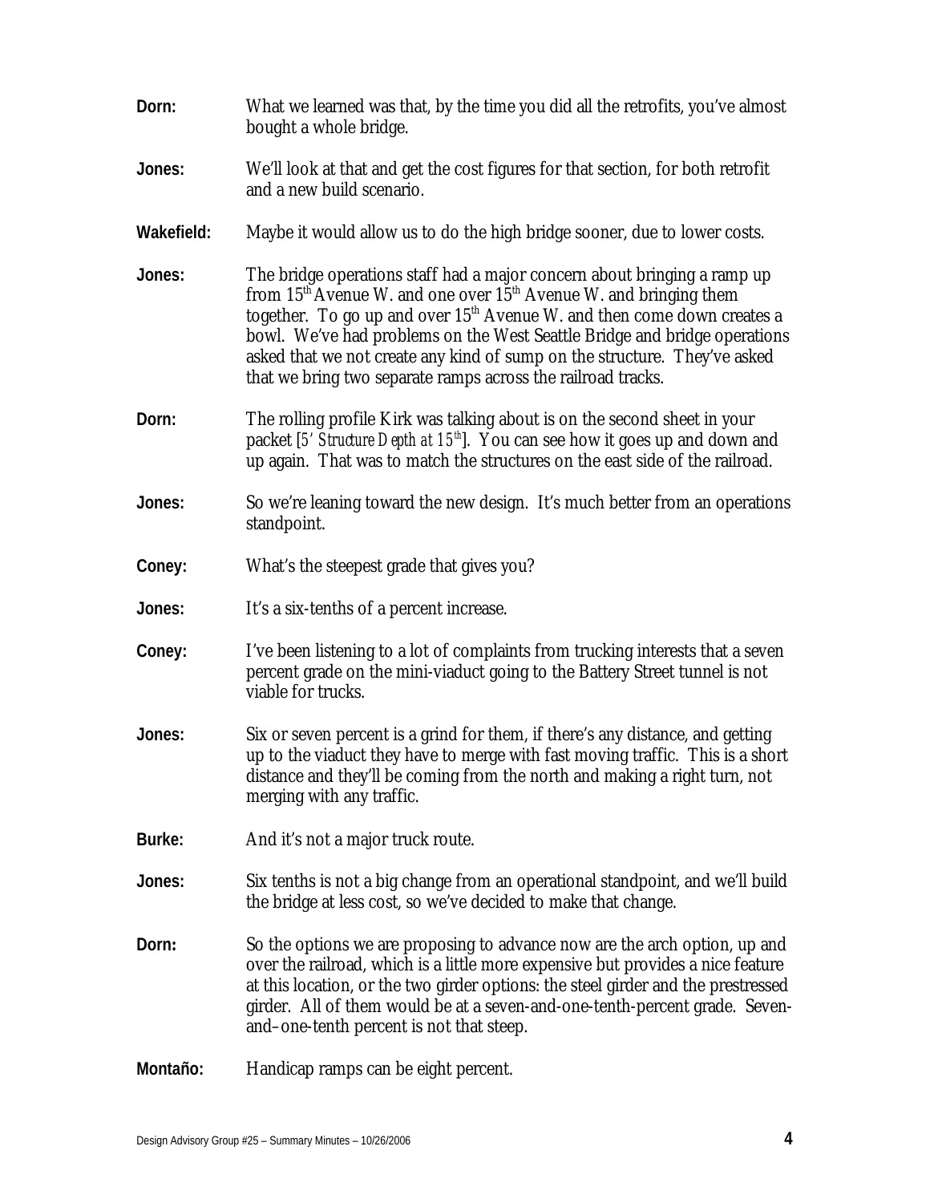**Dorn:** What we learned was that, by the time you did all the retrofits, you've almost bought a whole bridge.

**Jones:** We'll look at that and get the cost figures for that section, for both retrofit and a new build scenario.

**Wakefield:** Maybe it would allow us to do the high bridge sooner, due to lower costs.

**Jones:** The bridge operations staff had a major concern about bringing a ramp up from 15th Avenue W. and one over 15th Avenue W. and bringing them together. To go up and over 15th Avenue W. and then come down creates a bowl. We've had problems on the West Seattle Bridge and bridge operations asked that we not create any kind of sump on the structure. They've asked that we bring two separate ramps across the railroad tracks.

**Dorn:** The rolling profile Kirk was talking about is on the second sheet in your packet [*5' Structure Depth at 15th*]. You can see how it goes up and down and up again. That was to match the structures on the east side of the railroad.

**Jones:** So we're leaning toward the new design. It's much better from an operations standpoint.

**Coney:** What's the steepest grade that gives you?

**Jones:** It's a six-tenths of a percent increase.

**Coney:** I've been listening to a lot of complaints from trucking interests that a seven percent grade on the mini-viaduct going to the Battery Street tunnel is not viable for trucks.

**Jones:** Six or seven percent is a grind for them, if there's any distance, and getting up to the viaduct they have to merge with fast moving traffic. This is a short distance and they'll be coming from the north and making a right turn, not merging with any traffic.

**Burke:** And it's not a major truck route.

**Jones:** Six tenths is not a big change from an operational standpoint, and we'll build the bridge at less cost, so we've decided to make that change.

**Dorn:** So the options we are proposing to advance now are the arch option, up and over the railroad, which is a little more expensive but provides a nice feature at this location, or the two girder options: the steel girder and the prestressed girder. All of them would be at a seven-and-one-tenth-percent grade. Seven-and–one-tenth percent is not that steep.

**Montaño:** Handicap ramps can be eight percent.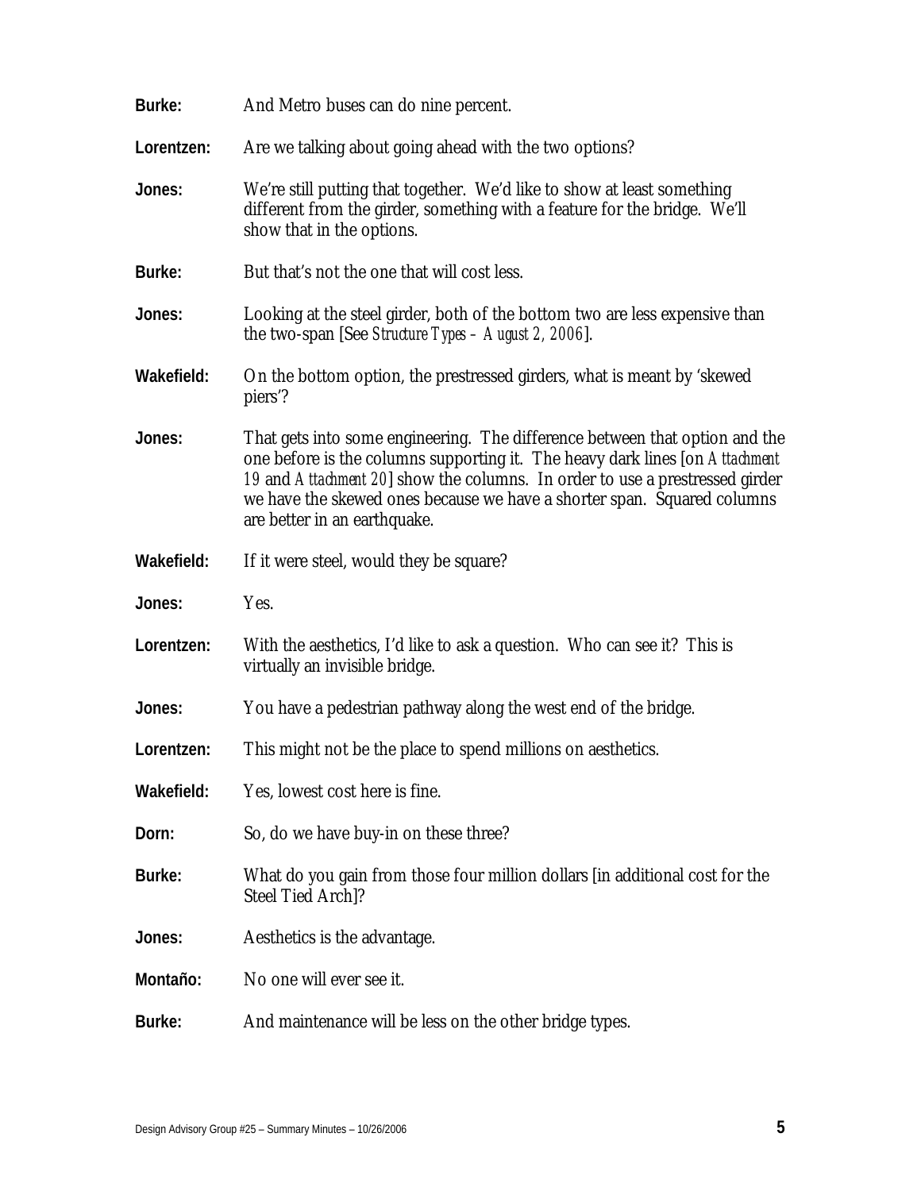**Burke:** And Metro buses can do nine percent.

**Lorentzen:** Are we talking about going ahead with the two options?

**Jones:** We're still putting that together. We'd like to show at least something different from the girder, something with a feature for the bridge. We'll show that in the options.

**Burke:** But that's not the one that will cost less.

**Jones:** Looking at the steel girder, both of the bottom two are less expensive than the two-span [See *Structure Types – August 2, 2006*].

**Wakefield:** On the bottom option, the prestressed girders, what is meant by 'skewed piers'?

**Jones:** That gets into some engineering. The difference between that option and the one before is the columns supporting it. The heavy dark lines [on *Attachment 19* and *Attachment 20*] show the columns. In order to use a prestressed girder we have the skewed ones because we have a shorter span. Squared columns are better in an earthquake.

**Wakefield:** If it were steel, would they be square?

**Jones:** Yes.

**Lorentzen:** With the aesthetics, I'd like to ask a question. Who can see it? This is virtually an invisible bridge.

**Jones:** You have a pedestrian pathway along the west end of the bridge.

**Lorentzen:** This might not be the place to spend millions on aesthetics.

**Wakefield:** Yes, lowest cost here is fine.

**Dorn:** So, do we have buy-in on these three?

**Burke:** What do you gain from those four million dollars [in additional cost for the Steel Tied Arch]?

**Jones:** Aesthetics is the advantage.

**Montaño:** No one will ever see it.

**Burke:** And maintenance will be less on the other bridge types.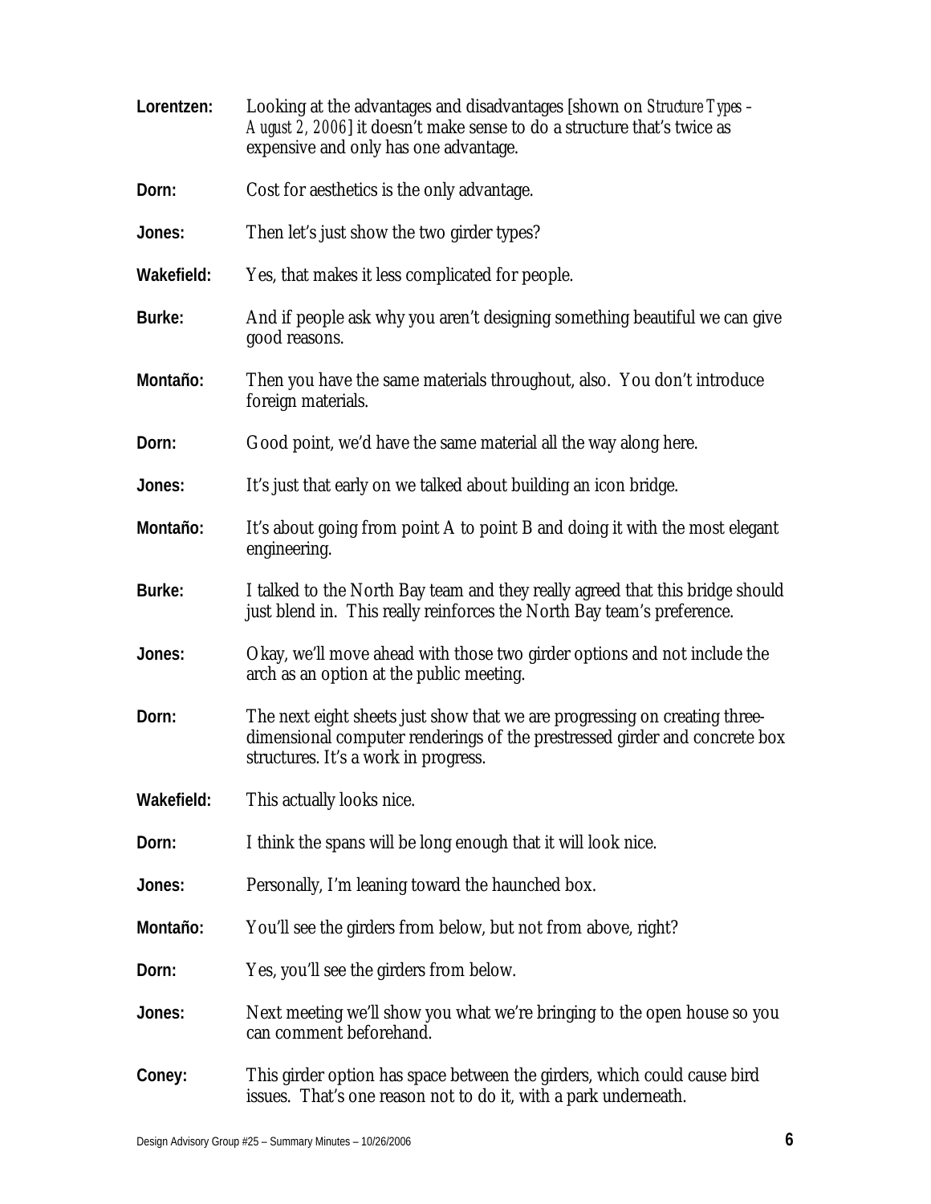**Lorentzen:** Looking at the advantages and disadvantages [shown on *Structure Types – August 2, 2006*] it doesn't make sense to do a structure that's twice as expensive and only has one advantage.

**Dorn:** Cost for aesthetics is the only advantage.

**Jones:** Then let's just show the two girder types?

**Wakefield:** Yes, that makes it less complicated for people.

**Burke:** And if people ask why you aren't designing something beautiful we can give good reasons.

**Montaño:** Then you have the same materials throughout, also. You don't introduce foreign materials.

**Dorn:** Good point, we'd have the same material all the way along here.

**Jones:** It's just that early on we talked about building an icon bridge.

**Montaño:** It's about going from point A to point B and doing it with the most elegant engineering.

**Burke:** I talked to the North Bay team and they really agreed that this bridge should just blend in. This really reinforces the North Bay team's preference.

**Jones:** Okay, we'll move ahead with those two girder options and not include the arch as an option at the public meeting.

**Dorn:** The next eight sheets just show that we are progressing on creating three-dimensional computer renderings of the prestressed girder and concrete box structures. It's a work in progress.

**Wakefield:** This actually looks nice.

**Dorn:** I think the spans will be long enough that it will look nice.

**Jones:** Personally, I'm leaning toward the haunched box.

**Montaño:** You'll see the girders from below, but not from above, right?

**Dorn:** Yes, you'll see the girders from below.

**Jones:** Next meeting we'll show you what we're bringing to the open house so you can comment beforehand.

**Coney:** This girder option has space between the girders, which could cause bird issues. That's one reason not to do it, with a park underneath.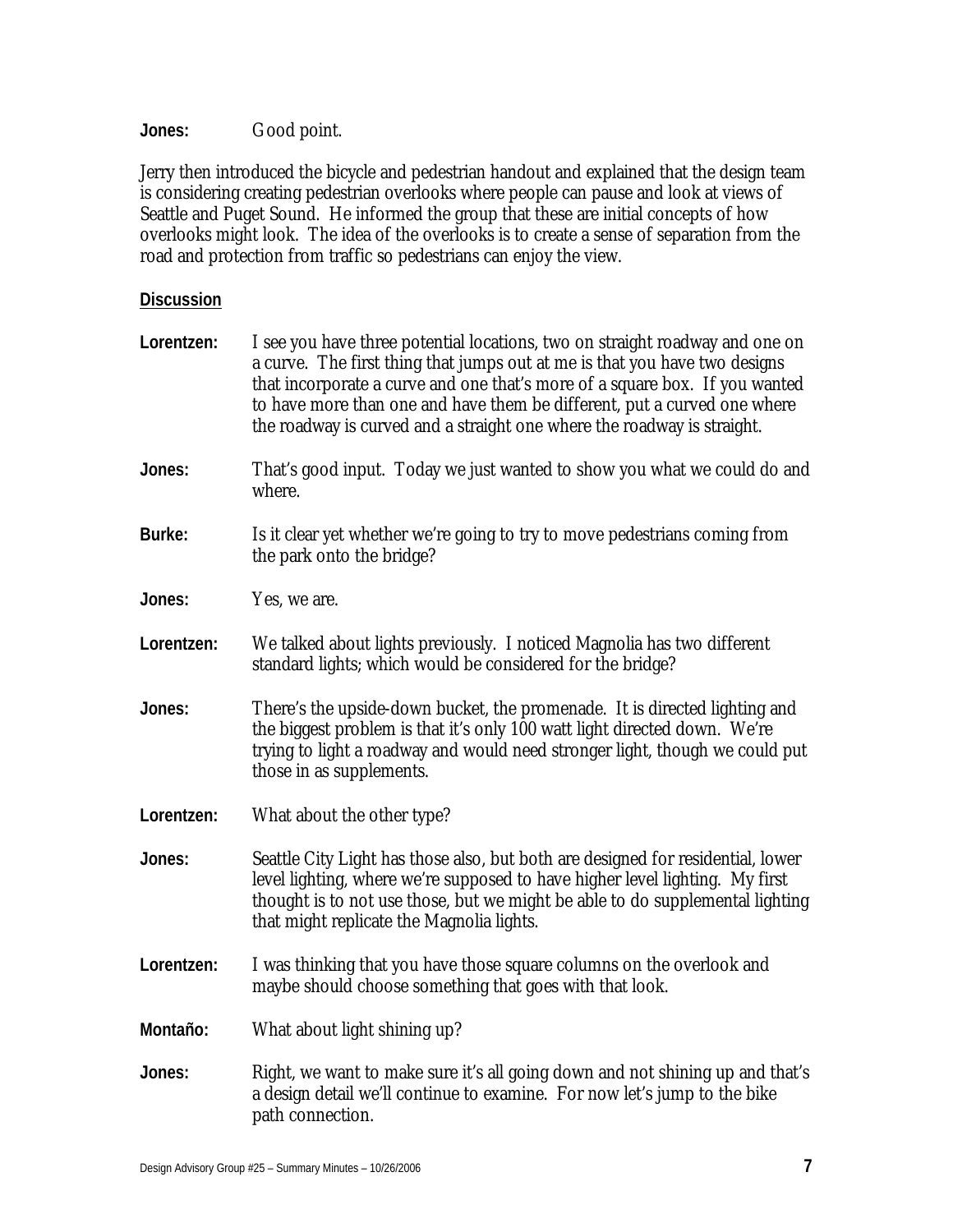**Jones:** Good point.

Jerry then introduced the bicycle and pedestrian handout and explained that the design team is considering creating pedestrian overlooks where people can pause and look at views of Seattle and Puget Sound. He informed the group that these are initial concepts of how overlooks might look. The idea of the overlooks is to create a sense of separation from the road and protection from traffic so pedestrians can enjoy the view.

**Discussion**

**Lorentzen:** I see you have three potential locations, two on straight roadway and one on a curve. The first thing that jumps out at me is that you have two designs that incorporate a curve and one that's more of a square box. If you wanted to have more than one and have them be different, put a curved one where the roadway is curved and a straight one where the roadway is straight.

**Jones:** That's good input. Today we just wanted to show you what we could do and where.

**Burke:** Is it clear yet whether we're going to try to move pedestrians coming from the park onto the bridge?

**Jones:** Yes, we are.

**Lorentzen:** We talked about lights previously. I noticed Magnolia has two different standard lights; which would be considered for the bridge?

**Jones:** There's the upside-down bucket, the promenade. It is directed lighting and the biggest problem is that it's only 100 watt light directed down. We're trying to light a roadway and would need stronger light, though we could put those in as supplements.

**Lorentzen:** What about the other type?

**Jones:** Seattle City Light has those also, but both are designed for residential, lower level lighting, where we're supposed to have higher level lighting. My first thought is to not use those, but we might be able to do supplemental lighting that might replicate the Magnolia lights.

**Lorentzen:** I was thinking that you have those square columns on the overlook and maybe should choose something that goes with that look.

**Montaño:** What about light shining up?

**Jones:** Right, we want to make sure it's all going down and not shining up and that's a design detail we'll continue to examine. For now let's jump to the bike path connection.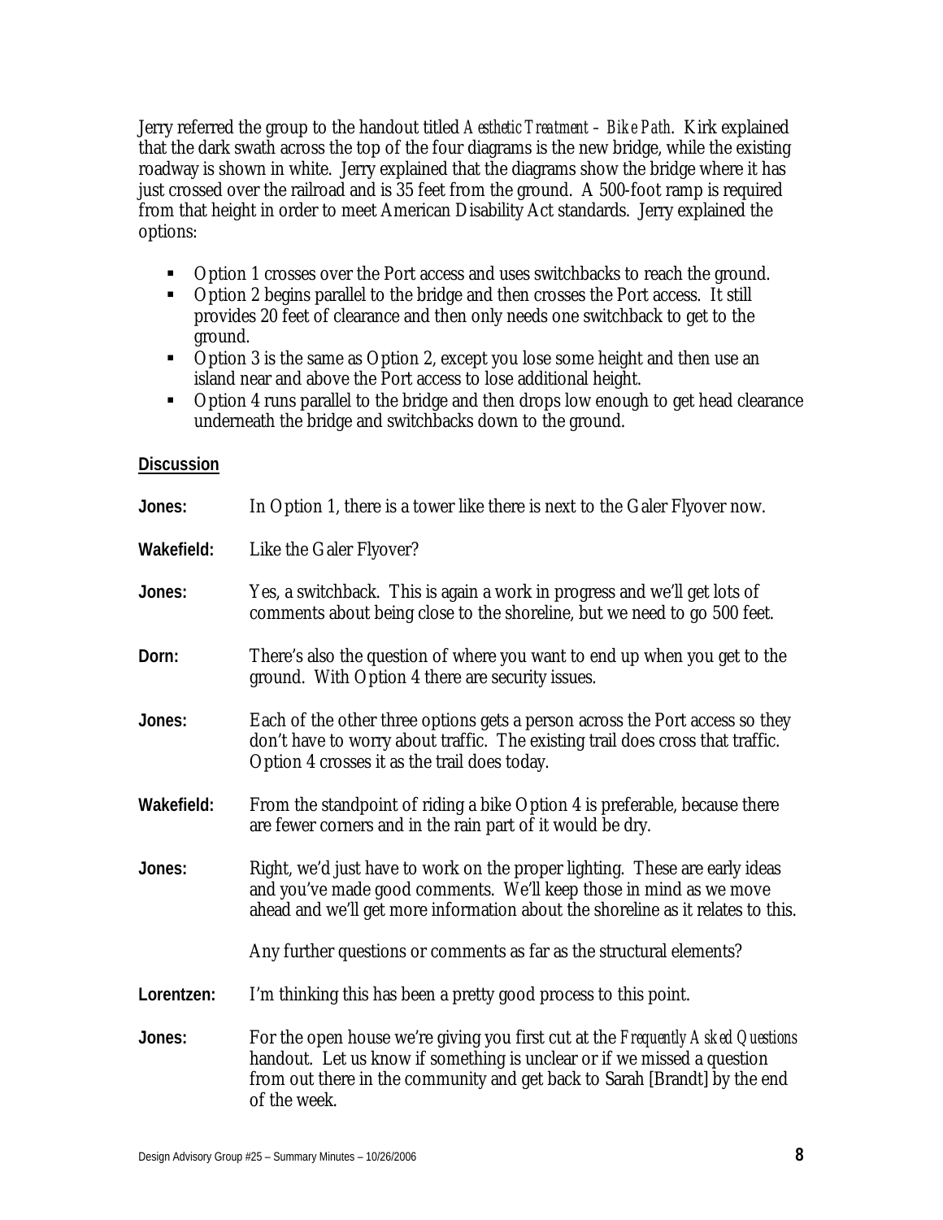Jerry referred the group to the handout titled *Aesthetic Treatment – Bike Path*. Kirk explained that the dark swath across the top of the four diagrams is the new bridge, while the existing roadway is shown in white. Jerry explained that the diagrams show the bridge where it has just crossed over the railroad and is 35 feet from the ground. A 500-foot ramp is required from that height in order to meet American Disability Act standards. Jerry explained the options:

- Option 1 crosses over the Port access and uses switchbacks to reach the ground.
- Option 2 begins parallel to the bridge and then crosses the Port access. It still provides 20 feet of clearance and then only needs one switchback to get to the ground.
- Option 3 is the same as Option 2, except you lose some height and then use an island near and above the Port access to lose additional height.
- Option 4 runs parallel to the bridge and then drops low enough to get head clearance underneath the bridge and switchbacks down to the ground.

**Discussion**

**Jones:** In Option 1, there is a tower like there is next to the Galer Flyover now.

**Wakefield:** Like the Galer Flyover?

**Jones:** Yes, a switchback. This is again a work in progress and we'll get lots of comments about being close to the shoreline, but we need to go 500 feet.

**Dorn:** There's also the question of where you want to end up when you get to the ground. With Option 4 there are security issues.

**Jones:** Each of the other three options gets a person across the Port access so they don't have to worry about traffic. The existing trail does cross that traffic. Option 4 crosses it as the trail does today.

**Wakefield:** From the standpoint of riding a bike Option 4 is preferable, because there are fewer corners and in the rain part of it would be dry.

**Jones:** Right, we'd just have to work on the proper lighting. These are early ideas and you've made good comments. We'll keep those in mind as we move ahead and we'll get more information about the shoreline as it relates to this.

Any further questions or comments as far as the structural elements?

**Lorentzen:** I'm thinking this has been a pretty good process to this point.

**Jones:** For the open house we're giving you first cut at the *Frequently Asked Questions* handout. Let us know if something is unclear or if we missed a question from out there in the community and get back to Sarah [Brandt] by the end of the week.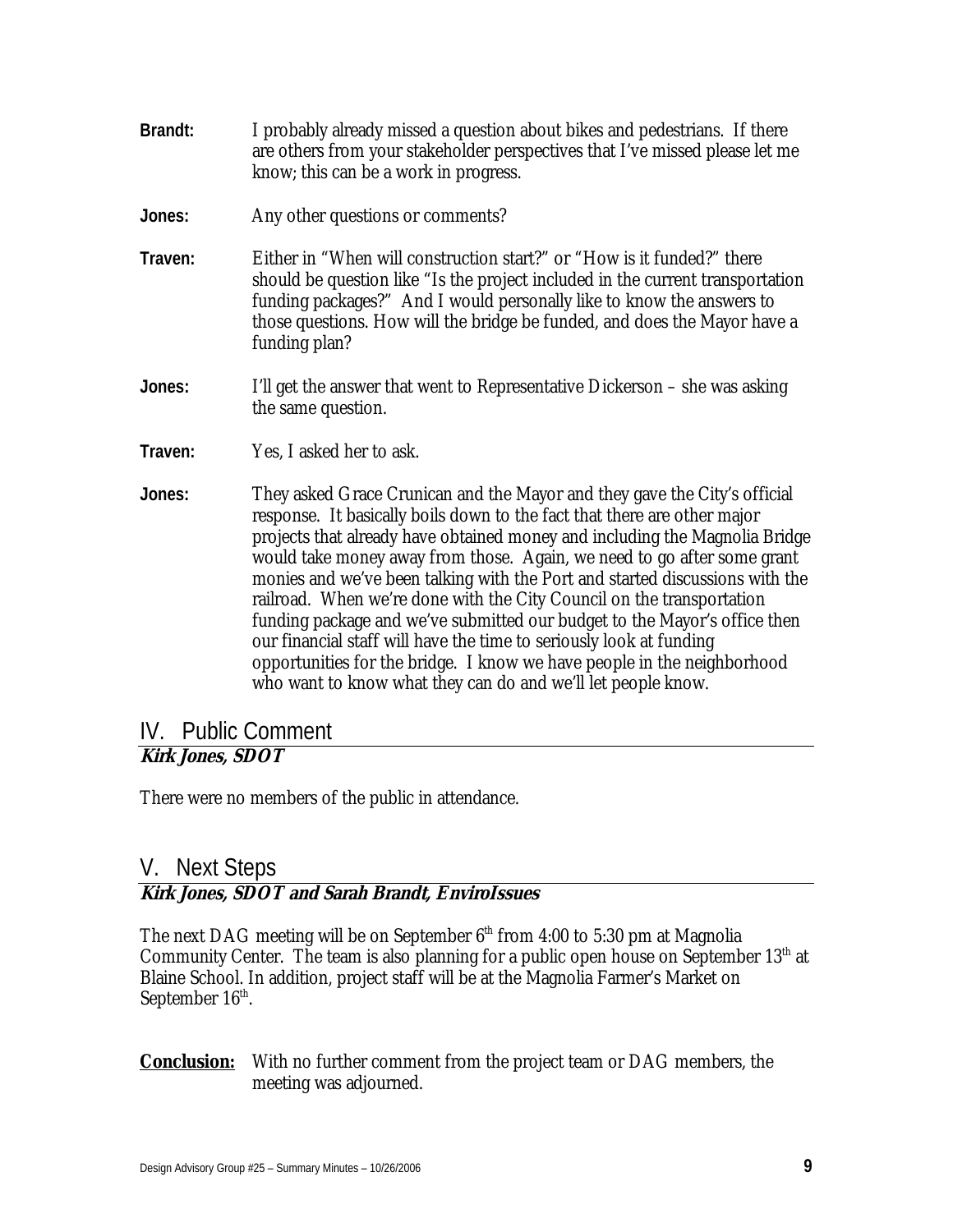**Brandt:** I probably already missed a question about bikes and pedestrians. If there are others from your stakeholder perspectives that I've missed please let me know; this can be a work in progress.

**Jones:** Any other questions or comments?

**Traven:** Either in "When will construction start?" or "How is it funded?" there should be question like "Is the project included in the current transportation funding packages?" And I would personally like to know the answers to those questions. How will the bridge be funded, and does the Mayor have a funding plan?

**Jones:** I'll get the answer that went to Representative Dickerson – she was asking the same question.

**Traven:** Yes, I asked her to ask.

**Jones:** They asked Grace Crunican and the Mayor and they gave the City's official response. It basically boils down to the fact that there are other major projects that already have obtained money and including the Magnolia Bridge would take money away from those. Again, we need to go after some grant monies and we've been talking with the Port and started discussions with the railroad. When we're done with the City Council on the transportation funding package and we've submitted our budget to the Mayor's office then our financial staff will have the time to seriously look at funding opportunities for the bridge. I know we have people in the neighborhood who want to know what they can do and we'll let people know.

## IV. Public Comment

***Kirk Jones, SDOT***

There were no members of the public in attendance.

## V. Next Steps

***Kirk Jones, SDOT and Sarah Brandt, EnviroIssues***

The next DAG meeting will be on September 6th from 4:00 to 5:30 pm at Magnolia Community Center. The team is also planning for a public open house on September 13th at Blaine School. In addition, project staff will be at the Magnolia Farmer's Market on September 16th.

**Conclusion:** With no further comment from the project team or DAG members, the meeting was adjourned.